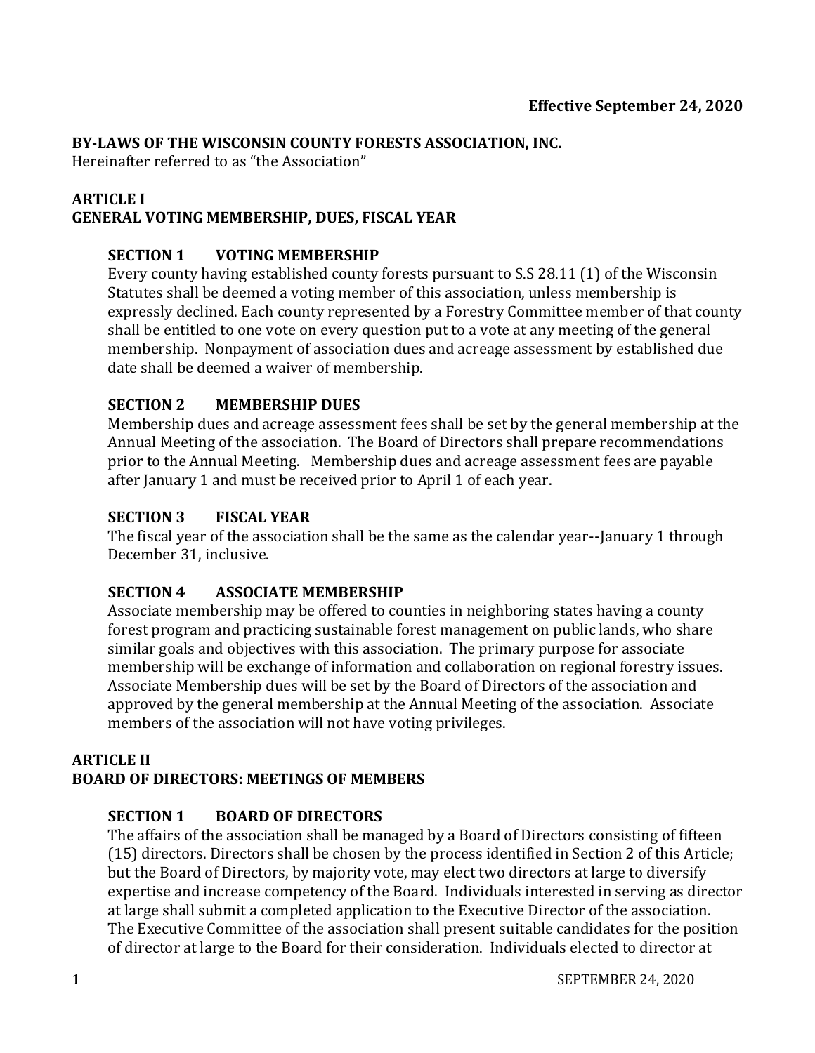**Effective September 24, 2020**

# BY-LAWS OF THE WISCONSIN COUNTY FORESTS ASSOCIATION, INC.

Hereinafter referred to as "the Association"

## ARTICLE I
## GENERAL VOTING MEMBERSHIP, DUES, FISCAL YEAR

### SECTION 1 VOTING MEMBERSHIP

Every county having established county forests pursuant to S.S 28.11 (1) of the Wisconsin Statutes shall be deemed a voting member of this association, unless membership is expressly declined. Each county represented by a Forestry Committee member of that county shall be entitled to one vote on every question put to a vote at any meeting of the general membership. Nonpayment of association dues and acreage assessment by established due date shall be deemed a waiver of membership.

### SECTION 2 MEMBERSHIP DUES

Membership dues and acreage assessment fees shall be set by the general membership at the Annual Meeting of the association. The Board of Directors shall prepare recommendations prior to the Annual Meeting. Membership dues and acreage assessment fees are payable after January 1 and must be received prior to April 1 of each year.

### SECTION 3 FISCAL YEAR

The fiscal year of the association shall be the same as the calendar year--January 1 through December 31, inclusive.

### SECTION 4 ASSOCIATE MEMBERSHIP

Associate membership may be offered to counties in neighboring states having a county forest program and practicing sustainable forest management on public lands, who share similar goals and objectives with this association. The primary purpose for associate membership will be exchange of information and collaboration on regional forestry issues. Associate Membership dues will be set by the Board of Directors of the association and approved by the general membership at the Annual Meeting of the association. Associate members of the association will not have voting privileges.

## ARTICLE II
## BOARD OF DIRECTORS: MEETINGS OF MEMBERS

### SECTION 1 BOARD OF DIRECTORS

The affairs of the association shall be managed by a Board of Directors consisting of fifteen (15) directors. Directors shall be chosen by the process identified in Section 2 of this Article; but the Board of Directors, by majority vote, may elect two directors at large to diversify expertise and increase competency of the Board. Individuals interested in serving as director at large shall submit a completed application to the Executive Director of the association. The Executive Committee of the association shall present suitable candidates for the position of director at large to the Board for their consideration. Individuals elected to director at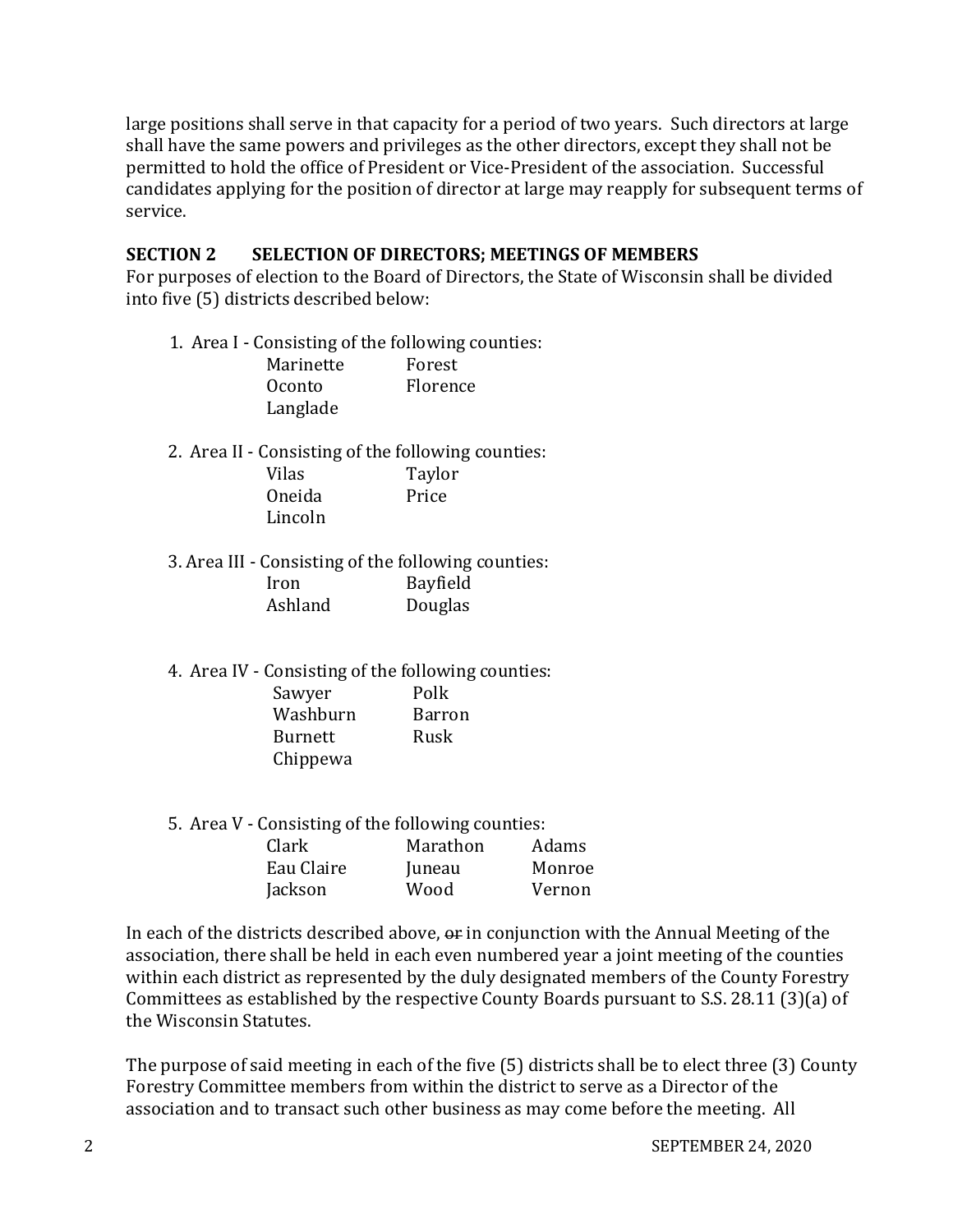large positions shall serve in that capacity for a period of two years. Such directors at large shall have the same powers and privileges as the other directors, except they shall not be permitted to hold the office of President or Vice-President of the association. Successful candidates applying for the position of director at large may reapply for subsequent terms of service.

## SECTION 2 SELECTION OF DIRECTORS; MEETINGS OF MEMBERS

For purposes of election to the Board of Directors, the State of Wisconsin shall be divided into five (5) districts described below:

1. Area I - Consisting of the following counties:
   - Marinette
   - Forest
   - Oconto
   - Florence
   - Langlade

2. Area II - Consisting of the following counties:
   - Vilas
   - Taylor
   - Oneida
   - Price
   - Lincoln

3. Area III - Consisting of the following counties:
   - Iron
   - Bayfield
   - Ashland
   - Douglas

4. Area IV - Consisting of the following counties:
   - Sawyer
   - Polk
   - Washburn
   - Barron
   - Burnett
   - Rusk
   - Chippewa

5. Area V - Consisting of the following counties:
   - Clark
   - Marathon
   - Adams
   - Eau Claire
   - Juneau
   - Monroe
   - Jackson
   - Wood
   - Vernon

In each of the districts described above, ~~or~~ in conjunction with the Annual Meeting of the association, there shall be held in each even numbered year a joint meeting of the counties within each district as represented by the duly designated members of the County Forestry Committees as established by the respective County Boards pursuant to S.S. 28.11 (3)(a) of the Wisconsin Statutes.

The purpose of said meeting in each of the five (5) districts shall be to elect three (3) County Forestry Committee members from within the district to serve as a Director of the association and to transact such other business as may come before the meeting. All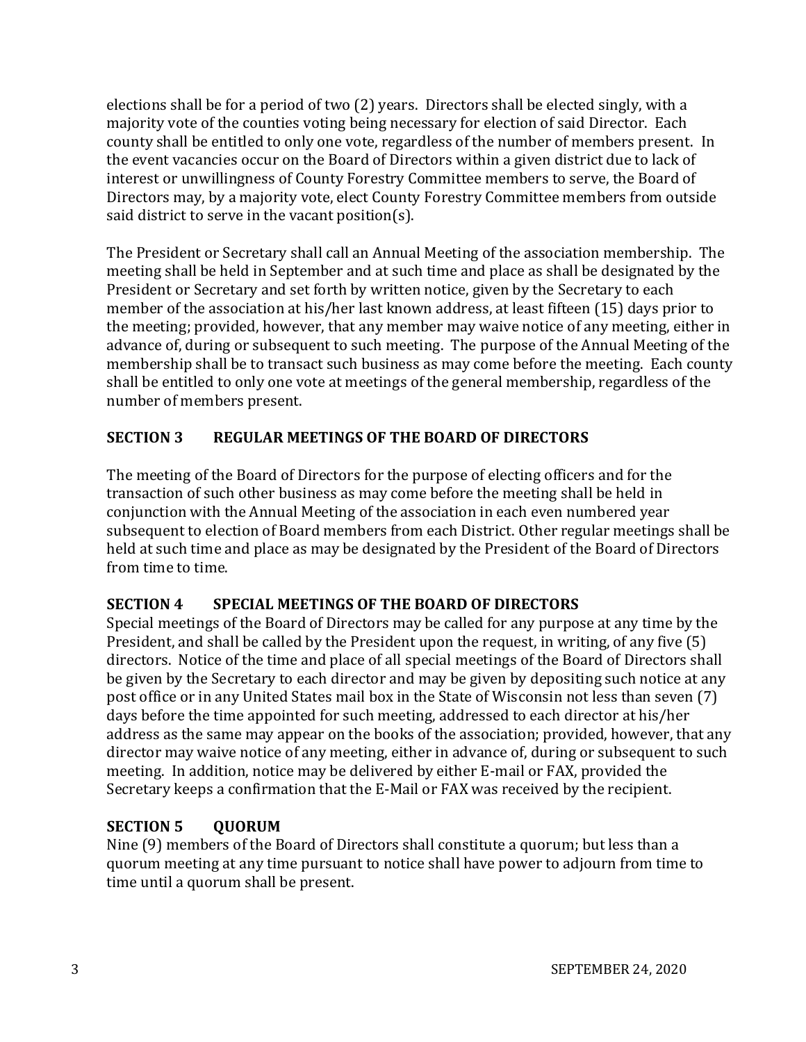elections shall be for a period of two (2) years. Directors shall be elected singly, with a majority vote of the counties voting being necessary for election of said Director. Each county shall be entitled to only one vote, regardless of the number of members present. In the event vacancies occur on the Board of Directors within a given district due to lack of interest or unwillingness of County Forestry Committee members to serve, the Board of Directors may, by a majority vote, elect County Forestry Committee members from outside said district to serve in the vacant position(s).

The President or Secretary shall call an Annual Meeting of the association membership. The meeting shall be held in September and at such time and place as shall be designated by the President or Secretary and set forth by written notice, given by the Secretary to each member of the association at his/her last known address, at least fifteen (15) days prior to the meeting; provided, however, that any member may waive notice of any meeting, either in advance of, during or subsequent to such meeting. The purpose of the Annual Meeting of the membership shall be to transact such business as may come before the meeting. Each county shall be entitled to only one vote at meetings of the general membership, regardless of the number of members present.

## SECTION 3 REGULAR MEETINGS OF THE BOARD OF DIRECTORS

The meeting of the Board of Directors for the purpose of electing officers and for the transaction of such other business as may come before the meeting shall be held in conjunction with the Annual Meeting of the association in each even numbered year subsequent to election of Board members from each District. Other regular meetings shall be held at such time and place as may be designated by the President of the Board of Directors from time to time.

## SECTION 4 SPECIAL MEETINGS OF THE BOARD OF DIRECTORS

Special meetings of the Board of Directors may be called for any purpose at any time by the President, and shall be called by the President upon the request, in writing, of any five (5) directors. Notice of the time and place of all special meetings of the Board of Directors shall be given by the Secretary to each director and may be given by depositing such notice at any post office or in any United States mail box in the State of Wisconsin not less than seven (7) days before the time appointed for such meeting, addressed to each director at his/her address as the same may appear on the books of the association; provided, however, that any director may waive notice of any meeting, either in advance of, during or subsequent to such meeting. In addition, notice may be delivered by either E-mail or FAX, provided the Secretary keeps a confirmation that the E-Mail or FAX was received by the recipient.

## SECTION 5 QUORUM

Nine (9) members of the Board of Directors shall constitute a quorum; but less than a quorum meeting at any time pursuant to notice shall have power to adjourn from time to time until a quorum shall be present.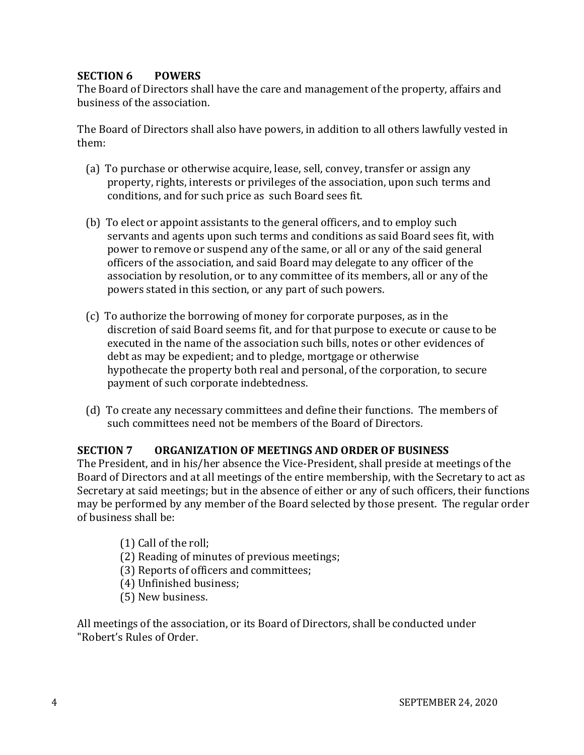### SECTION 6 POWERS

The Board of Directors shall have the care and management of the property, affairs and business of the association.

The Board of Directors shall also have powers, in addition to all others lawfully vested in them:

(a) To purchase or otherwise acquire, lease, sell, convey, transfer or assign any property, rights, interests or privileges of the association, upon such terms and conditions, and for such price as such Board sees fit.

(b) To elect or appoint assistants to the general officers, and to employ such servants and agents upon such terms and conditions as said Board sees fit, with power to remove or suspend any of the same, or all or any of the said general officers of the association, and said Board may delegate to any officer of the association by resolution, or to any committee of its members, all or any of the powers stated in this section, or any part of such powers.

(c) To authorize the borrowing of money for corporate purposes, as in the discretion of said Board seems fit, and for that purpose to execute or cause to be executed in the name of the association such bills, notes or other evidences of debt as may be expedient; and to pledge, mortgage or otherwise hypothecate the property both real and personal, of the corporation, to secure payment of such corporate indebtedness.

(d) To create any necessary committees and define their functions. The members of such committees need not be members of the Board of Directors.

### SECTION 7 ORGANIZATION OF MEETINGS AND ORDER OF BUSINESS

The President, and in his/her absence the Vice-President, shall preside at meetings of the Board of Directors and at all meetings of the entire membership, with the Secretary to act as Secretary at said meetings; but in the absence of either or any of such officers, their functions may be performed by any member of the Board selected by those present. The regular order of business shall be:

(1) Call of the roll;
(2) Reading of minutes of previous meetings;
(3) Reports of officers and committees;
(4) Unfinished business;
(5) New business.

All meetings of the association, or its Board of Directors, shall be conducted under "Robert's Rules of Order.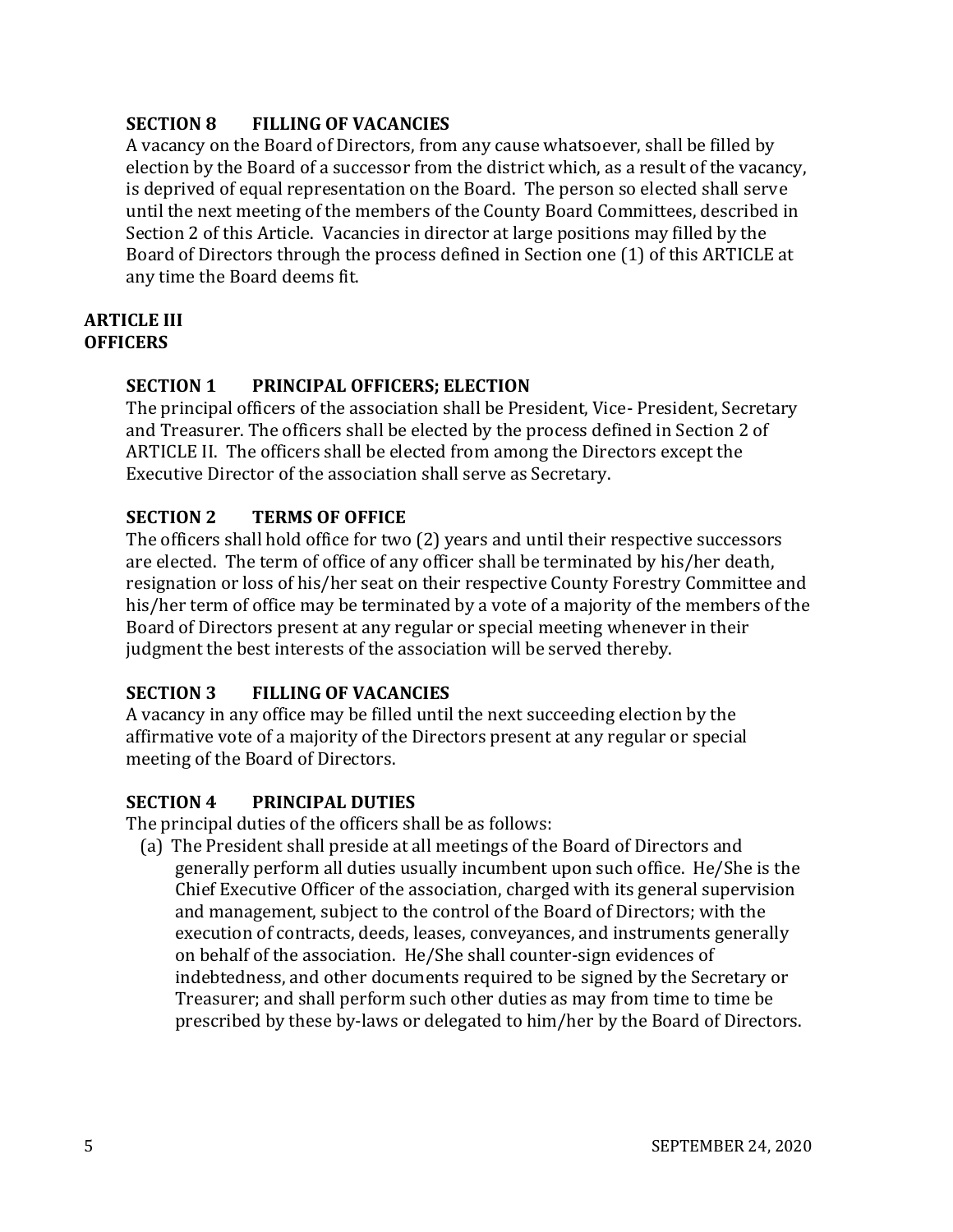### SECTION 8 FILLING OF VACANCIES

A vacancy on the Board of Directors, from any cause whatsoever, shall be filled by election by the Board of a successor from the district which, as a result of the vacancy, is deprived of equal representation on the Board. The person so elected shall serve until the next meeting of the members of the County Board Committees, described in Section 2 of this Article. Vacancies in director at large positions may filled by the Board of Directors through the process defined in Section one (1) of this ARTICLE at any time the Board deems fit.

## ARTICLE III
## OFFICERS

### SECTION 1 PRINCIPAL OFFICERS; ELECTION

The principal officers of the association shall be President, Vice- President, Secretary and Treasurer. The officers shall be elected by the process defined in Section 2 of ARTICLE II. The officers shall be elected from among the Directors except the Executive Director of the association shall serve as Secretary.

### SECTION 2 TERMS OF OFFICE

The officers shall hold office for two (2) years and until their respective successors are elected. The term of office of any officer shall be terminated by his/her death, resignation or loss of his/her seat on their respective County Forestry Committee and his/her term of office may be terminated by a vote of a majority of the members of the Board of Directors present at any regular or special meeting whenever in their judgment the best interests of the association will be served thereby.

### SECTION 3 FILLING OF VACANCIES

A vacancy in any office may be filled until the next succeeding election by the affirmative vote of a majority of the Directors present at any regular or special meeting of the Board of Directors.

### SECTION 4 PRINCIPAL DUTIES

The principal duties of the officers shall be as follows:

(a) The President shall preside at all meetings of the Board of Directors and generally perform all duties usually incumbent upon such office. He/She is the Chief Executive Officer of the association, charged with its general supervision and management, subject to the control of the Board of Directors; with the execution of contracts, deeds, leases, conveyances, and instruments generally on behalf of the association. He/She shall counter-sign evidences of indebtedness, and other documents required to be signed by the Secretary or Treasurer; and shall perform such other duties as may from time to time be prescribed by these by-laws or delegated to him/her by the Board of Directors.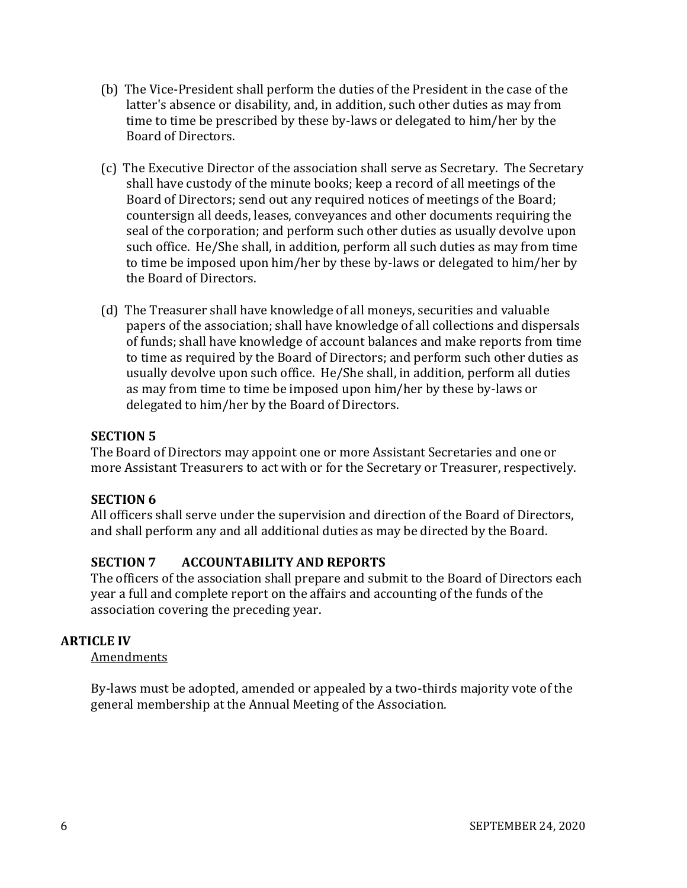(b) The Vice-President shall perform the duties of the President in the case of the latter's absence or disability, and, in addition, such other duties as may from time to time be prescribed by these by-laws or delegated to him/her by the Board of Directors.

(c) The Executive Director of the association shall serve as Secretary. The Secretary shall have custody of the minute books; keep a record of all meetings of the Board of Directors; send out any required notices of meetings of the Board; countersign all deeds, leases, conveyances and other documents requiring the seal of the corporation; and perform such other duties as usually devolve upon such office. He/She shall, in addition, perform all such duties as may from time to time be imposed upon him/her by these by-laws or delegated to him/her by the Board of Directors.

(d) The Treasurer shall have knowledge of all moneys, securities and valuable papers of the association; shall have knowledge of all collections and dispersals of funds; shall have knowledge of account balances and make reports from time to time as required by the Board of Directors; and perform such other duties as usually devolve upon such office. He/She shall, in addition, perform all duties as may from time to time be imposed upon him/her by these by-laws or delegated to him/her by the Board of Directors.

**SECTION 5**

The Board of Directors may appoint one or more Assistant Secretaries and one or more Assistant Treasurers to act with or for the Secretary or Treasurer, respectively.

**SECTION 6**

All officers shall serve under the supervision and direction of the Board of Directors, and shall perform any and all additional duties as may be directed by the Board.

**SECTION 7 ACCOUNTABILITY AND REPORTS**

The officers of the association shall prepare and submit to the Board of Directors each year a full and complete report on the affairs and accounting of the funds of the association covering the preceding year.

**ARTICLE IV**

Amendments

By-laws must be adopted, amended or appealed by a two-thirds majority vote of the general membership at the Annual Meeting of the Association.